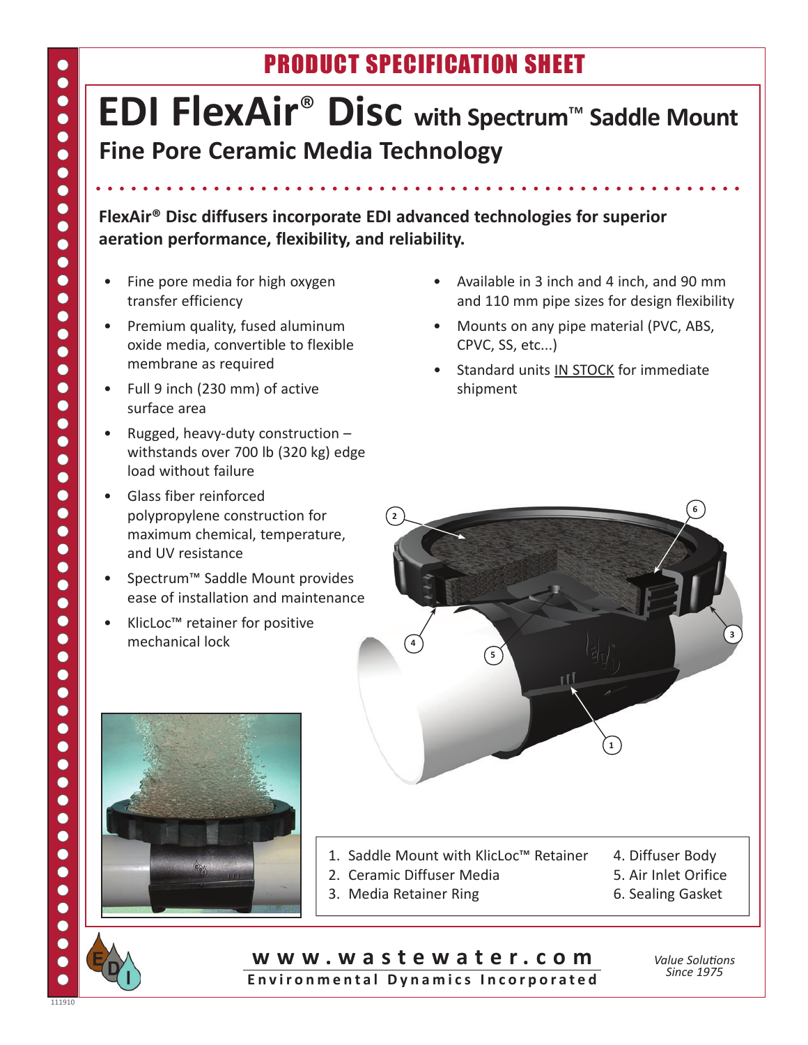## PRODUCT SPECIFICATION SHEET

# EDI FlexAir® Disc with Spectrum™ Saddle Mount

## Fine Pore Ceramic Media Technology

**FlexAir® Disc diffusers incorporate EDI advanced technologies for superior aeration performance, flexibility, and reliability.**

- Fine pore media for high oxygen transfer efficiency
- Premium quality, fused aluminum oxide media, convertible to flexible membrane as required
- Full 9 inch (230 mm) of active surface area
- Rugged, heavy-duty construction – withstands over 700 lb (320 kg) edge load without failure
- Glass fiber reinforced polypropylene construction for maximum chemical, temperature, and UV resistance
- Spectrum™ Saddle Mount provides ease of installation and maintenance
- KlicLoc™ retainer for positive mechanical lock
- Available in 3 inch and 4 inch, and 90 mm and 110 mm pipe sizes for design flexibility
- Mounts on any pipe material (PVC, ABS, CPVC, SS, etc...)
- Standard units IN STOCK for immediate shipment

1. Saddle Mount with KlicLoc™ Retainer
2. Ceramic Diffuser Media
3. Media Retainer Ring
4. Diffuser Body
5. Air Inlet Orifice
6. Sealing Gasket

**www.wastewater.com**
**Environmental Dynamics Incorporated**

*Value Solutions Since 1975*

111910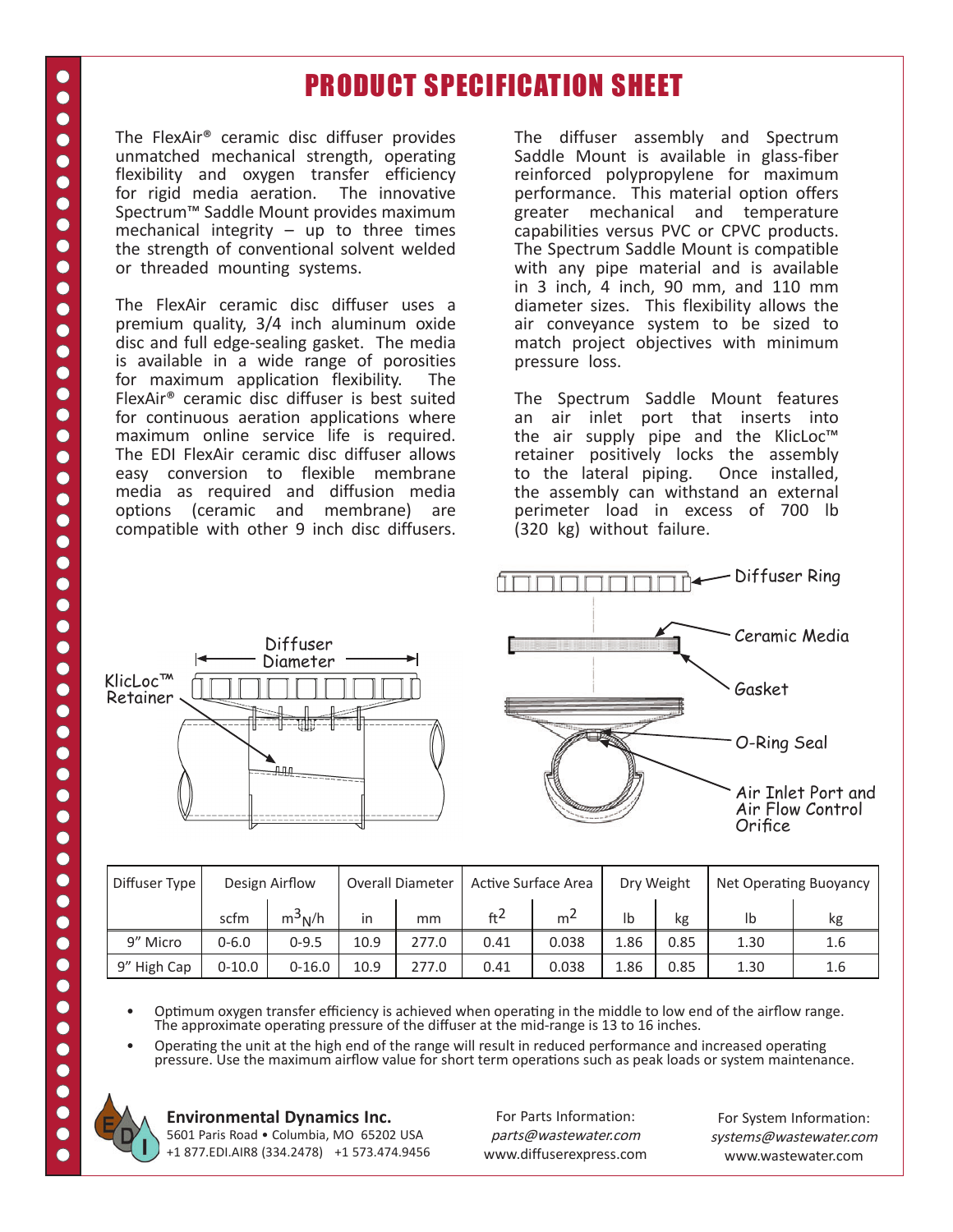# PRODUCT SPECIFICATION SHEET

The FlexAir® ceramic disc diffuser provides unmatched mechanical strength, operating flexibility and oxygen transfer efficiency for rigid media aeration. The innovative Spectrum™ Saddle Mount provides maximum mechanical integrity – up to three times the strength of conventional solvent welded or threaded mounting systems.

The FlexAir ceramic disc diffuser uses a premium quality, 3/4 inch aluminum oxide disc and full edge-sealing gasket. The media is available in a wide range of porosities for maximum application flexibility. The FlexAir® ceramic disc diffuser is best suited for continuous aeration applications where maximum online service life is required. The EDI FlexAir ceramic disc diffuser allows easy conversion to flexible membrane media as required and diffusion media options (ceramic and membrane) are compatible with other 9 inch disc diffusers.

The diffuser assembly and Spectrum Saddle Mount is available in glass-fiber reinforced polypropylene for maximum performance. This material option offers greater mechanical and temperature capabilities versus PVC or CPVC products. The Spectrum Saddle Mount is compatible with any pipe material and is available in 3 inch, 4 inch, 90 mm, and 110 mm diameter sizes. This flexibility allows the air conveyance system to be sized to match project objectives with minimum pressure loss.

The Spectrum Saddle Mount features an air inlet port that inserts into the air supply pipe and the KlicLoc™ retainer positively locks the assembly to the lateral piping. Once installed, the assembly can withstand an external perimeter load in excess of 700 lb (320 kg) without failure.

Diffuser Diameter

KlicLoc™ Retainer

Diffuser Ring

Ceramic Media

Gasket

O-Ring Seal

Air Inlet Port and Air Flow Control Orifice

| Diffuser Type | Design Airflow | | Overall Diameter | | Active Surface Area | | Dry Weight | | Net Operating Buoyancy | |
|---|---|---|---|---|---|---|---|---|---|---|
| | scfm | $m^3{}_N/h$ | in | mm | $ft^2$ | $m^2$ | lb | kg | lb | kg |
| 9" Micro | 0-6.0 | 0-9.5 | 10.9 | 277.0 | 0.41 | 0.038 | 1.86 | 0.85 | 1.30 | 1.6 |
| 9" High Cap | 0-10.0 | 0-16.0 | 10.9 | 277.0 | 0.41 | 0.038 | 1.86 | 0.85 | 1.30 | 1.6 |

- Optimum oxygen transfer efficiency is achieved when operating in the middle to low end of the airflow range. The approximate operating pressure of the diffuser at the mid-range is 13 to 16 inches.
- Operating the unit at the high end of the range will result in reduced performance and increased operating pressure. Use the maximum airflow value for short term operations such as peak loads or system maintenance.

**Environmental Dynamics Inc.**
5601 Paris Road • Columbia, MO 65202 USA
+1 877.EDI.AIR8 (334.2478) +1 573.474.9456

For Parts Information:
*parts@wastewater.com*
www.diffuserexpress.com

For System Information:
*systems@wastewater.com*
www.wastewater.com